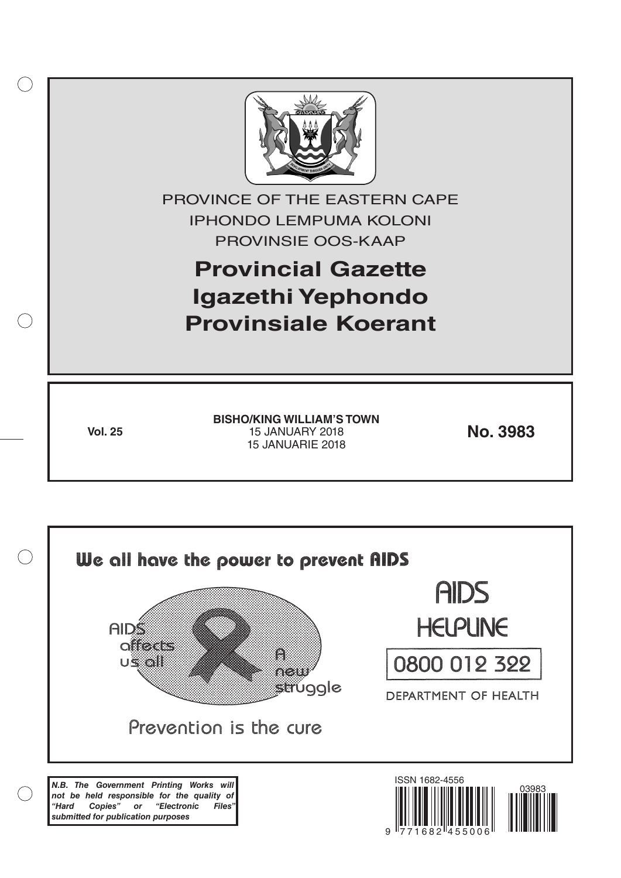PROVINCE OF THE EASTERN CAPE

IPHONDO LEMPUMA KOLONI

PROVINSIE OOS-KAAP

# Provincial Gazette
# Igazethi Yephondo
# Provinsiale Koerant

**Vol. 25**

**BISHO/KING WILLIAM'S TOWN**
15 JANUARY 2018
15 JANUARIE 2018

**No. 3983**

**We all have the power to prevent AIDS**

AIDS affects us all

A new struggle

Prevention is the cure

AIDS HELPLINE

0800 012 322

DEPARTMENT OF HEALTH

***N.B. The Government Printing Works will not be held responsible for the quality of "Hard Copies" or "Electronic Files" submitted for publication purposes***

ISSN 1682-4556

9 771682 455006

03983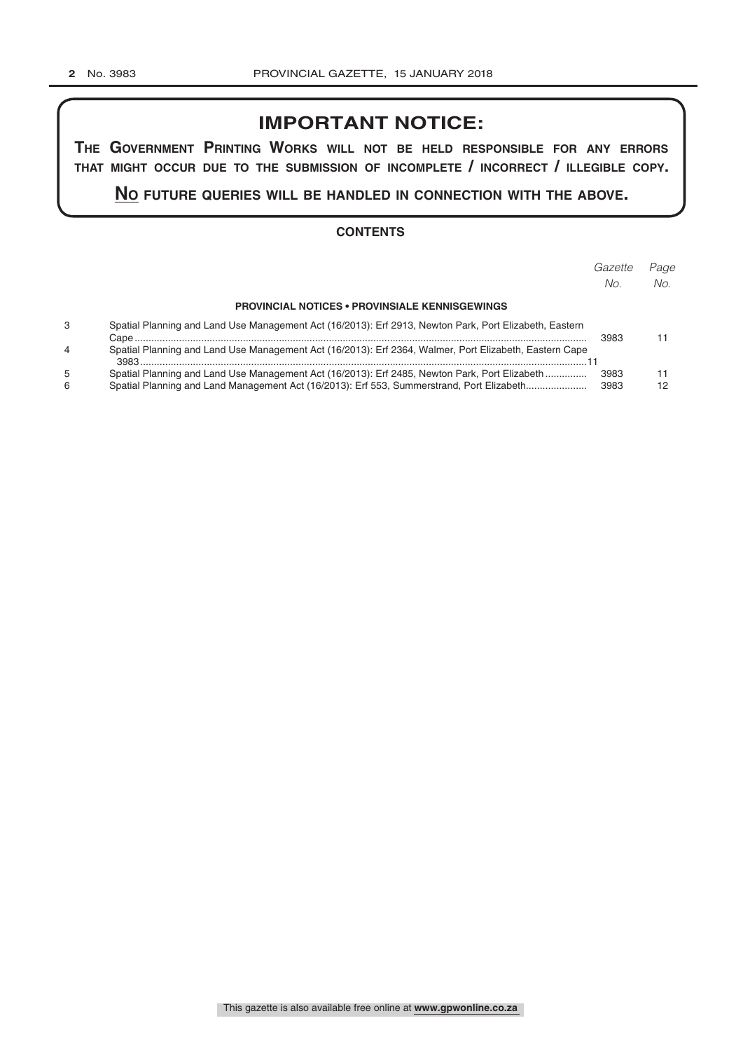# IMPORTANT NOTICE:

**THE GOVERNMENT PRINTING WORKS WILL NOT BE HELD RESPONSIBLE FOR ANY ERRORS THAT MIGHT OCCUR DUE TO THE SUBMISSION OF INCOMPLETE / INCORRECT / ILLEGIBLE COPY.**

**NO FUTURE QUERIES WILL BE HANDLED IN CONNECTION WITH THE ABOVE.**

## CONTENTS

| | | *Gazette No.* | *Page No.* |
|---|---|---|---|
| | **PROVINCIAL NOTICES • PROVINSIALE KENNISGEWINGS** | | |
| 3 | Spatial Planning and Land Use Management Act (16/2013): Erf 2913, Newton Park, Port Elizabeth, Eastern Cape | 3983 | 11 |
| 4 | Spatial Planning and Land Use Management Act (16/2013): Erf 2364, Walmer, Port Elizabeth, Eastern Cape | 3983 | 11 |
| 5 | Spatial Planning and Land Use Management Act (16/2013): Erf 2485, Newton Park, Port Elizabeth | 3983 | 11 |
| 6 | Spatial Planning and Land Management Act (16/2013): Erf 553, Summerstrand, Port Elizabeth | 3983 | 12 |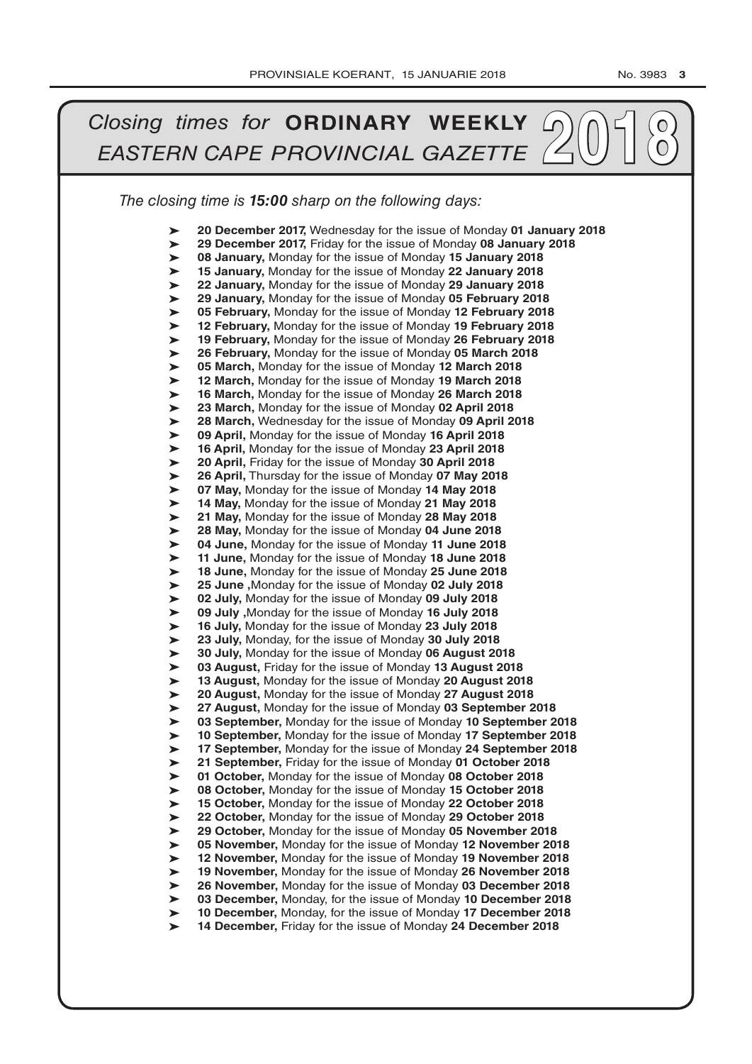# *Closing times for* **ORDINARY WEEKLY** *EASTERN CAPE PROVINCIAL GAZETTE* 2018

*The closing time is **15:00** sharp on the following days:*

- **20 December 2017,** Wednesday for the issue of Monday **01 January 2018**
- **29 December 2017,** Friday for the issue of Monday **08 January 2018**
- **08 January,** Monday for the issue of Monday **15 January 2018**
- **15 January,** Monday for the issue of Monday **22 January 2018**
- **22 January,** Monday for the issue of Monday **29 January 2018**
- **29 January,** Monday for the issue of Monday **05 February 2018**
- **05 February,** Monday for the issue of Monday **12 February 2018**
- **12 February,** Monday for the issue of Monday **19 February 2018**
- **19 February,** Monday for the issue of Monday **26 February 2018**
- **26 February,** Monday for the issue of Monday **05 March 2018**
- **05 March,** Monday for the issue of Monday **12 March 2018**
- **12 March,** Monday for the issue of Monday **19 March 2018**
- **16 March,** Monday for the issue of Monday **26 March 2018**
- **23 March,** Monday for the issue of Monday **02 April 2018**
- **28 March,** Wednesday for the issue of Monday **09 April 2018**
- **09 April,** Monday for the issue of Monday **16 April 2018**
- **16 April,** Monday for the issue of Monday **23 April 2018**
- **20 April,** Friday for the issue of Monday **30 April 2018**
- **26 April,** Thursday for the issue of Monday **07 May 2018**
- **07 May,** Monday for the issue of Monday **14 May 2018**
- **14 May,** Monday for the issue of Monday **21 May 2018**
- **21 May,** Monday for the issue of Monday **28 May 2018**
- **28 May,** Monday for the issue of Monday **04 June 2018**
- **04 June,** Monday for the issue of Monday **11 June 2018**
- **11 June,** Monday for the issue of Monday **18 June 2018**
- **18 June,** Monday for the issue of Monday **25 June 2018**
- **25 June ,**Monday for the issue of Monday **02 July 2018**
- **02 July,** Monday for the issue of Monday **09 July 2018**
- **09 July ,**Monday for the issue of Monday **16 July 2018**
- **16 July,** Monday for the issue of Monday **23 July 2018**
- **23 July,** Monday, for the issue of Monday **30 July 2018**
- **30 July,** Monday for the issue of Monday **06 August 2018**
- **03 August,** Friday for the issue of Monday **13 August 2018**
- **13 August,** Monday for the issue of Monday **20 August 2018**
- **20 August,** Monday for the issue of Monday **27 August 2018**
- **27 August,** Monday for the issue of Monday **03 September 2018**
- **03 September,** Monday for the issue of Monday **10 September 2018**
- **10 September,** Monday for the issue of Monday **17 September 2018**
- **17 September,** Monday for the issue of Monday **24 September 2018**
- **21 September,** Friday for the issue of Monday **01 October 2018**
- **01 October,** Monday for the issue of Monday **08 October 2018**
- **08 October,** Monday for the issue of Monday **15 October 2018**
- **15 October,** Monday for the issue of Monday **22 October 2018**
- **22 October,** Monday for the issue of Monday **29 October 2018**
- **29 October,** Monday for the issue of Monday **05 November 2018**
- **05 November,** Monday for the issue of Monday **12 November 2018**
- **12 November,** Monday for the issue of Monday **19 November 2018**
- **19 November,** Monday for the issue of Monday **26 November 2018**
- **26 November,** Monday for the issue of Monday **03 December 2018**
- **03 December,** Monday, for the issue of Monday **10 December 2018**
- **10 December,** Monday, for the issue of Monday **17 December 2018**
- **14 December,** Friday for the issue of Monday **24 December 2018**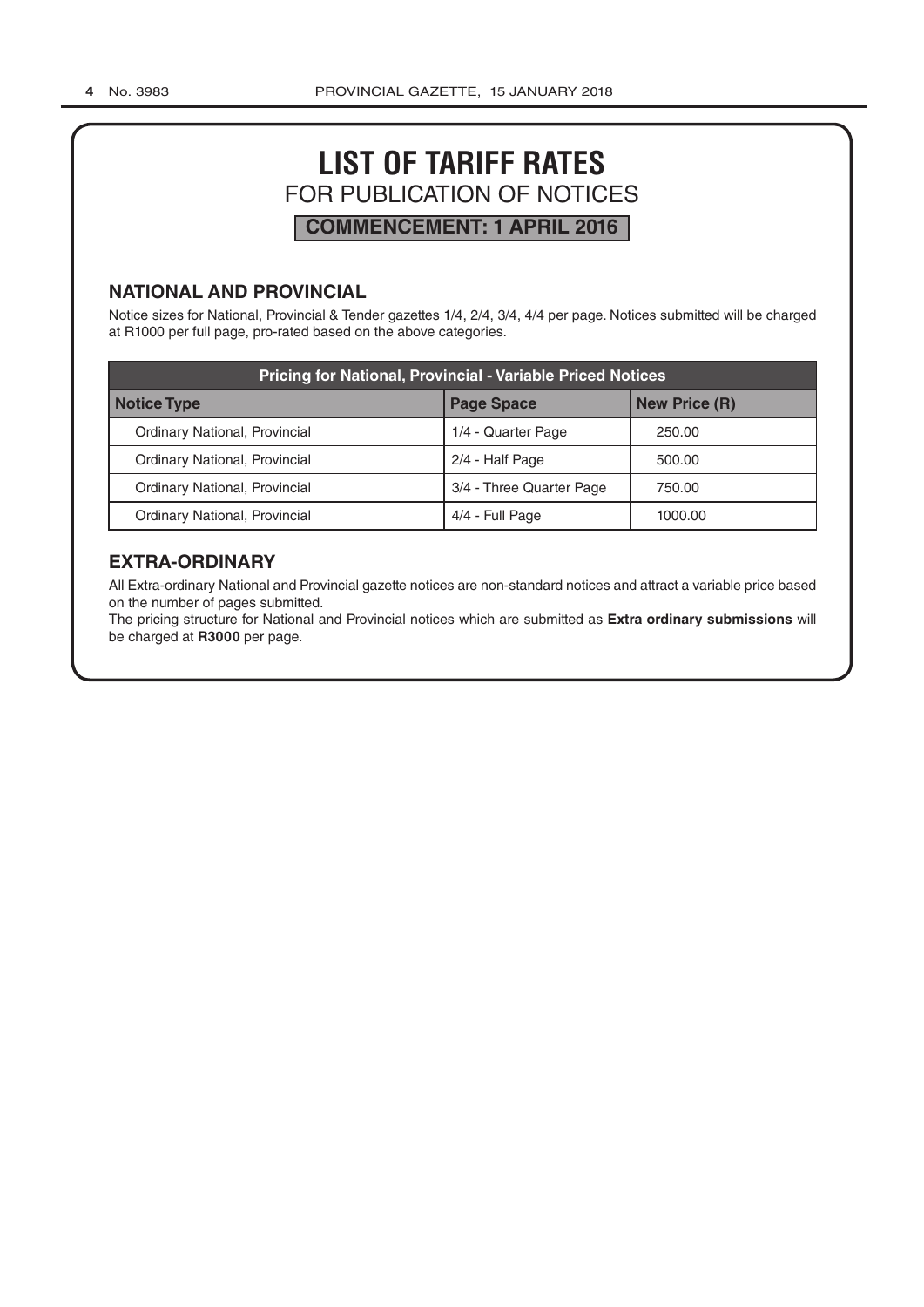# LIST OF TARIFF RATES

## FOR PUBLICATION OF NOTICES

**COMMENCEMENT: 1 APRIL 2016**

### NATIONAL AND PROVINCIAL

Notice sizes for National, Provincial & Tender gazettes 1/4, 2/4, 3/4, 4/4 per page. Notices submitted will be charged at R1000 per full page, pro-rated based on the above categories.

| Pricing for National, Provincial - Variable Priced Notices | | |
|---|---|---|
| **Notice Type** | **Page Space** | **New Price (R)** |
| Ordinary National, Provincial | 1/4 - Quarter Page | 250.00 |
| Ordinary National, Provincial | 2/4 - Half Page | 500.00 |
| Ordinary National, Provincial | 3/4 - Three Quarter Page | 750.00 |
| Ordinary National, Provincial | 4/4 - Full Page | 1000.00 |

### EXTRA-ORDINARY

All Extra-ordinary National and Provincial gazette notices are non-standard notices and attract a variable price based on the number of pages submitted.

The pricing structure for National and Provincial notices which are submitted as **Extra ordinary submissions** will be charged at **R3000** per page.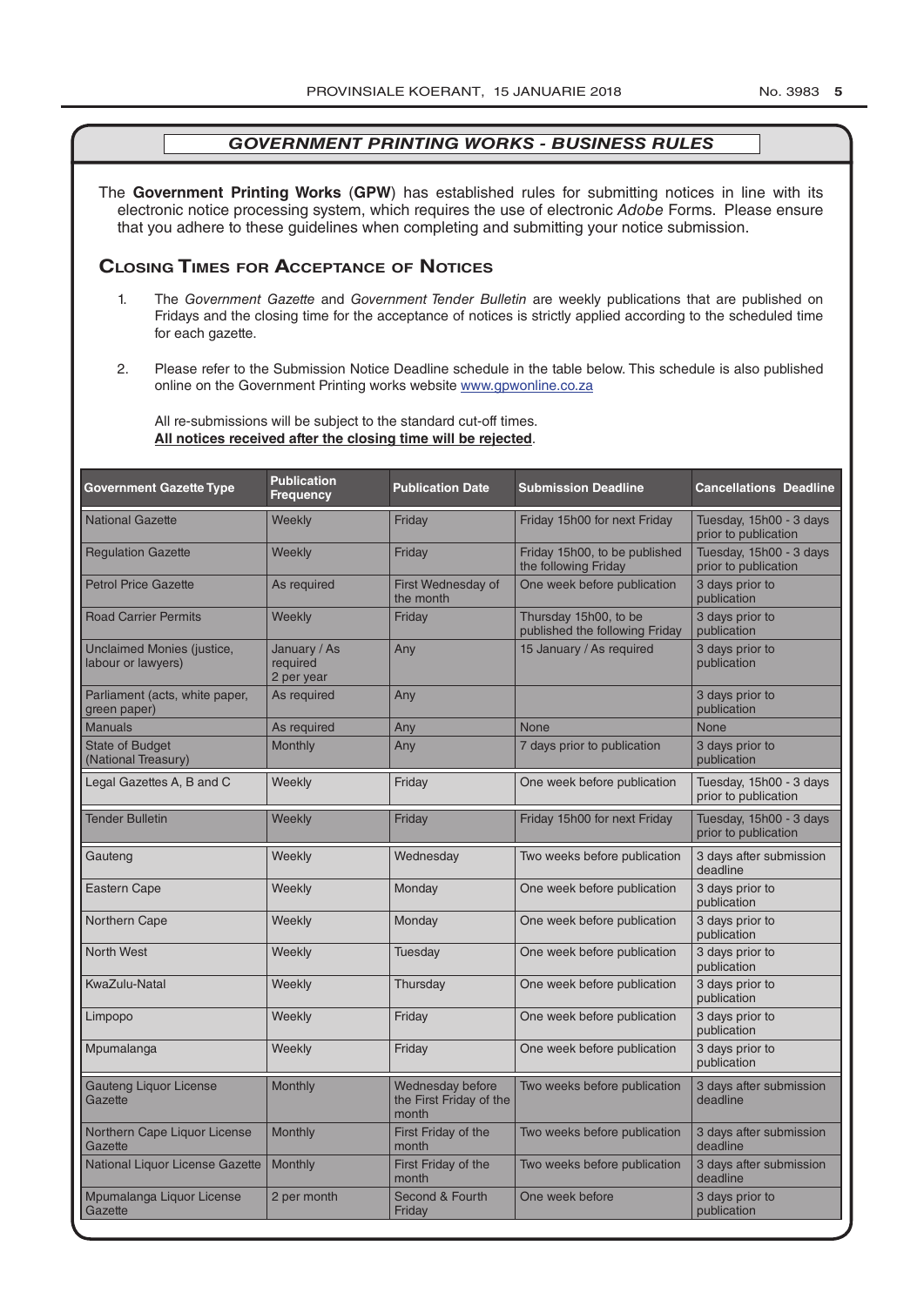## *GOVERNMENT PRINTING WORKS - BUSINESS RULES*

The **Government Printing Works** (**GPW**) has established rules for submitting notices in line with its electronic notice processing system, which requires the use of electronic *Adobe* Forms. Please ensure that you adhere to these guidelines when completing and submitting your notice submission.

### Closing Times for Acceptance of Notices

1. The *Government Gazette* and *Government Tender Bulletin* are weekly publications that are published on Fridays and the closing time for the acceptance of notices is strictly applied according to the scheduled time for each gazette.

2. Please refer to the Submission Notice Deadline schedule in the table below. This schedule is also published online on the Government Printing works website www.gpwonline.co.za

   All re-submissions will be subject to the standard cut-off times.
   **All notices received after the closing time will be rejected**.

| Government Gazette Type | Publication Frequency | Publication Date | Submission Deadline | Cancellations Deadline |
|---|---|---|---|---|
| National Gazette | Weekly | Friday | Friday 15h00 for next Friday | Tuesday, 15h00 - 3 days prior to publication |
| Regulation Gazette | Weekly | Friday | Friday 15h00, to be published the following Friday | Tuesday, 15h00 - 3 days prior to publication |
| Petrol Price Gazette | As required | First Wednesday of the month | One week before publication | 3 days prior to publication |
| Road Carrier Permits | Weekly | Friday | Thursday 15h00, to be published the following Friday | 3 days prior to publication |
| Unclaimed Monies (justice, labour or lawyers) | January / As required 2 per year | Any | 15 January / As required | 3 days prior to publication |
| Parliament (acts, white paper, green paper) | As required | Any | | 3 days prior to publication |
| Manuals | As required | Any | None | None |
| State of Budget (National Treasury) | Monthly | Any | 7 days prior to publication | 3 days prior to publication |
| Legal Gazettes A, B and C | Weekly | Friday | One week before publication | Tuesday, 15h00 - 3 days prior to publication |
| Tender Bulletin | Weekly | Friday | Friday 15h00 for next Friday | Tuesday, 15h00 - 3 days prior to publication |
| Gauteng | Weekly | Wednesday | Two weeks before publication | 3 days after submission deadline |
| Eastern Cape | Weekly | Monday | One week before publication | 3 days prior to publication |
| Northern Cape | Weekly | Monday | One week before publication | 3 days prior to publication |
| North West | Weekly | Tuesday | One week before publication | 3 days prior to publication |
| KwaZulu-Natal | Weekly | Thursday | One week before publication | 3 days prior to publication |
| Limpopo | Weekly | Friday | One week before publication | 3 days prior to publication |
| Mpumalanga | Weekly | Friday | One week before publication | 3 days prior to publication |
| Gauteng Liquor License Gazette | Monthly | Wednesday before the First Friday of the month | Two weeks before publication | 3 days after submission deadline |
| Northern Cape Liquor License Gazette | Monthly | First Friday of the month | Two weeks before publication | 3 days after submission deadline |
| National Liquor License Gazette | Monthly | First Friday of the month | Two weeks before publication | 3 days after submission deadline |
| Mpumalanga Liquor License Gazette | 2 per month | Second & Fourth Friday | One week before | 3 days prior to publication |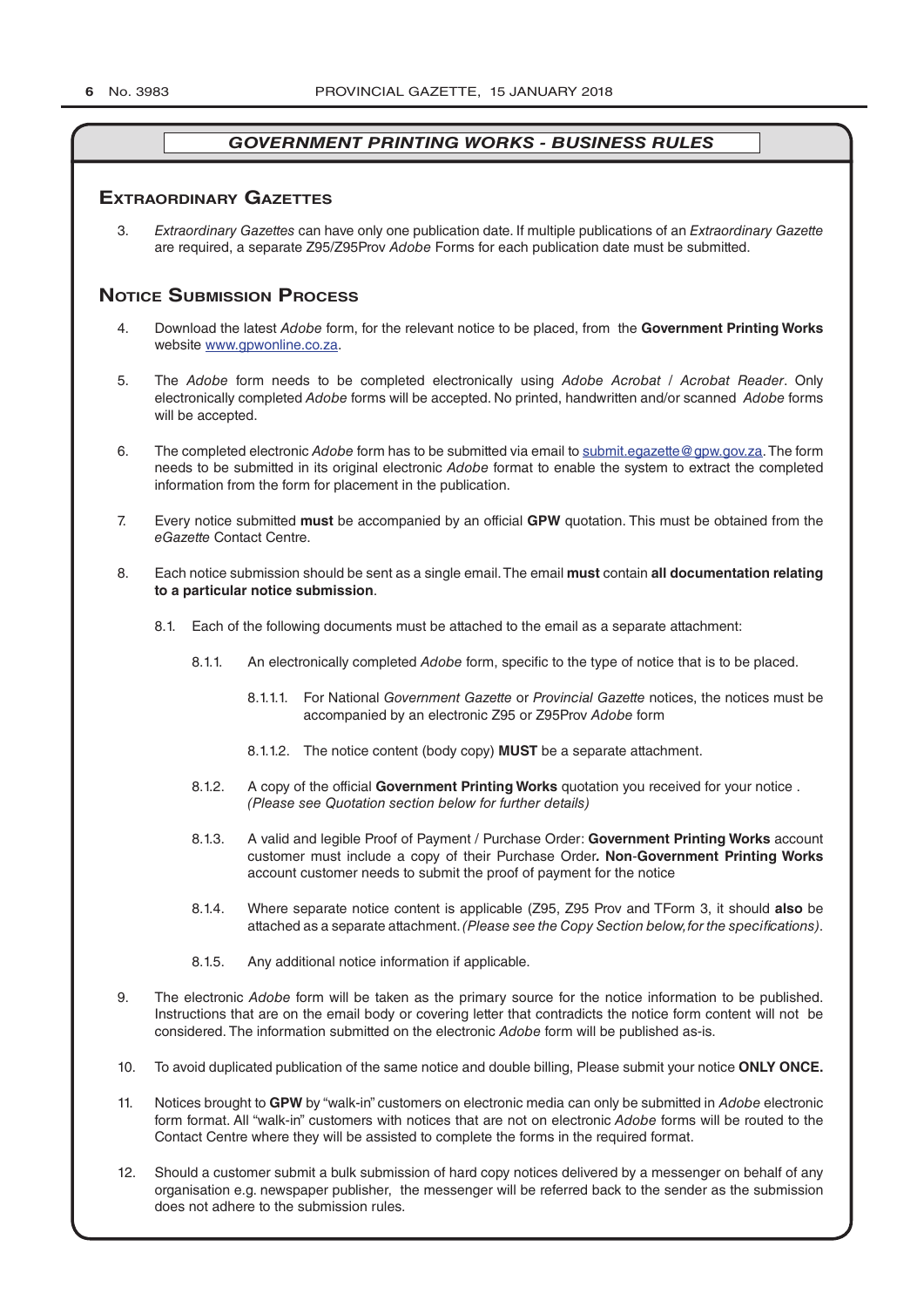## *GOVERNMENT PRINTING WORKS - BUSINESS RULES*

### Extraordinary Gazettes

3. *Extraordinary Gazettes* can have only one publication date. If multiple publications of an *Extraordinary Gazette* are required, a separate Z95/Z95Prov *Adobe* Forms for each publication date must be submitted.

### Notice Submission Process

4. Download the latest *Adobe* form, for the relevant notice to be placed, from the **Government Printing Works** website www.gpwonline.co.za.

5. The *Adobe* form needs to be completed electronically using *Adobe Acrobat* / *Acrobat Reader*. Only electronically completed *Adobe* forms will be accepted. No printed, handwritten and/or scanned *Adobe* forms will be accepted.

6. The completed electronic *Adobe* form has to be submitted via email to submit.egazette@gpw.gov.za. The form needs to be submitted in its original electronic *Adobe* format to enable the system to extract the completed information from the form for placement in the publication.

7. Every notice submitted **must** be accompanied by an official **GPW** quotation. This must be obtained from the *eGazette* Contact Centre.

8. Each notice submission should be sent as a single email. The email **must** contain **all documentation relating to a particular notice submission**.

   8.1. Each of the following documents must be attached to the email as a separate attachment:

      8.1.1. An electronically completed *Adobe* form, specific to the type of notice that is to be placed.

         8.1.1.1. For National *Government Gazette* or *Provincial Gazette* notices, the notices must be accompanied by an electronic Z95 or Z95Prov *Adobe* form

         8.1.1.2. The notice content (body copy) **MUST** be a separate attachment.

      8.1.2. A copy of the official **Government Printing Works** quotation you received for your notice . *(Please see Quotation section below for further details)*

      8.1.3. A valid and legible Proof of Payment / Purchase Order: **Government Printing Works** account customer must include a copy of their Purchase Order**. Non**-**Government Printing Works** account customer needs to submit the proof of payment for the notice

      8.1.4. Where separate notice content is applicable (Z95, Z95 Prov and TForm 3, it should **also** be attached as a separate attachment. *(Please see the Copy Section below, for the specifications)*.

      8.1.5. Any additional notice information if applicable.

9. The electronic *Adobe* form will be taken as the primary source for the notice information to be published. Instructions that are on the email body or covering letter that contradicts the notice form content will not be considered. The information submitted on the electronic *Adobe* form will be published as-is.

10. To avoid duplicated publication of the same notice and double billing, Please submit your notice **ONLY ONCE.**

11. Notices brought to **GPW** by "walk-in" customers on electronic media can only be submitted in *Adobe* electronic form format. All "walk-in" customers with notices that are not on electronic *Adobe* forms will be routed to the Contact Centre where they will be assisted to complete the forms in the required format.

12. Should a customer submit a bulk submission of hard copy notices delivered by a messenger on behalf of any organisation e.g. newspaper publisher, the messenger will be referred back to the sender as the submission does not adhere to the submission rules.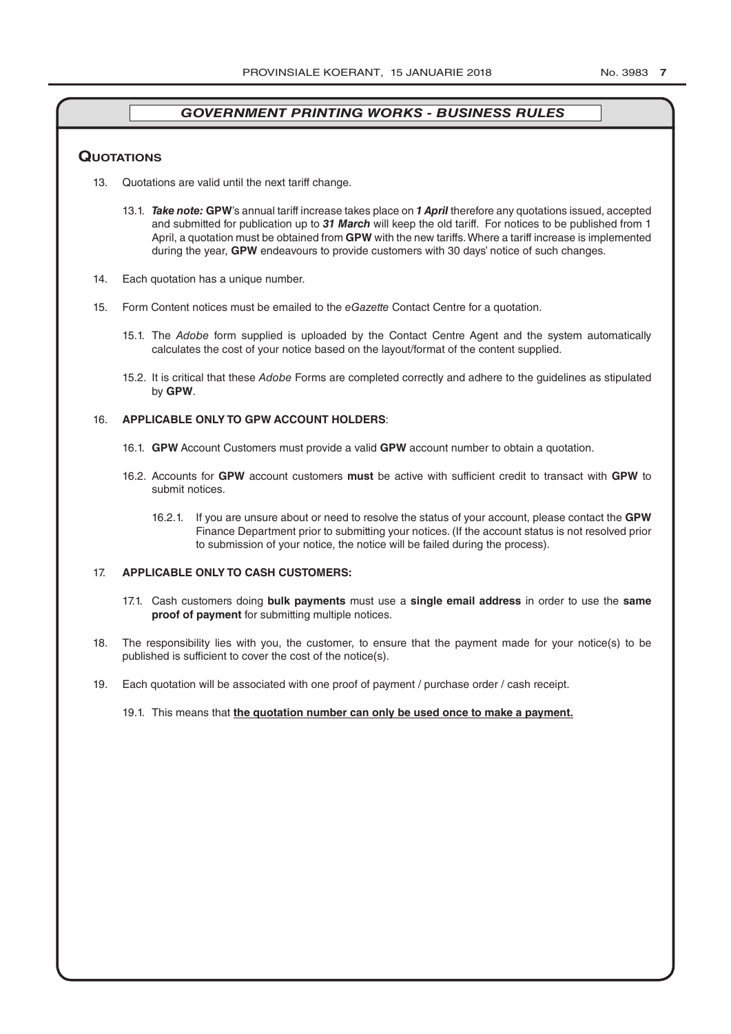## *GOVERNMENT PRINTING WORKS - BUSINESS RULES*

### Quotations

13. Quotations are valid until the next tariff change.

    13.1. ***Take note:*** **GPW**'s annual tariff increase takes place on ***1 April*** therefore any quotations issued, accepted and submitted for publication up to ***31 March*** will keep the old tariff. For notices to be published from 1 April, a quotation must be obtained from **GPW** with the new tariffs. Where a tariff increase is implemented during the year, **GPW** endeavours to provide customers with 30 days' notice of such changes.

14. Each quotation has a unique number.

15. Form Content notices must be emailed to the *eGazette* Contact Centre for a quotation.

    15.1. The *Adobe* form supplied is uploaded by the Contact Centre Agent and the system automatically calculates the cost of your notice based on the layout/format of the content supplied.

    15.2. It is critical that these *Adobe* Forms are completed correctly and adhere to the guidelines as stipulated by **GPW**.

16. **APPLICABLE ONLY TO GPW ACCOUNT HOLDERS**:

    16.1. **GPW** Account Customers must provide a valid **GPW** account number to obtain a quotation.

    16.2. Accounts for **GPW** account customers **must** be active with sufficient credit to transact with **GPW** to submit notices.

    16.2.1. If you are unsure about or need to resolve the status of your account, please contact the **GPW** Finance Department prior to submitting your notices. (If the account status is not resolved prior to submission of your notice, the notice will be failed during the process).

17. **APPLICABLE ONLY TO CASH CUSTOMERS:**

    17.1. Cash customers doing **bulk payments** must use a **single email address** in order to use the **same proof of payment** for submitting multiple notices.

18. The responsibility lies with you, the customer, to ensure that the payment made for your notice(s) to be published is sufficient to cover the cost of the notice(s).

19. Each quotation will be associated with one proof of payment / purchase order / cash receipt.

    19.1. This means that **<u>the quotation number can only be used once to make a payment.</u>**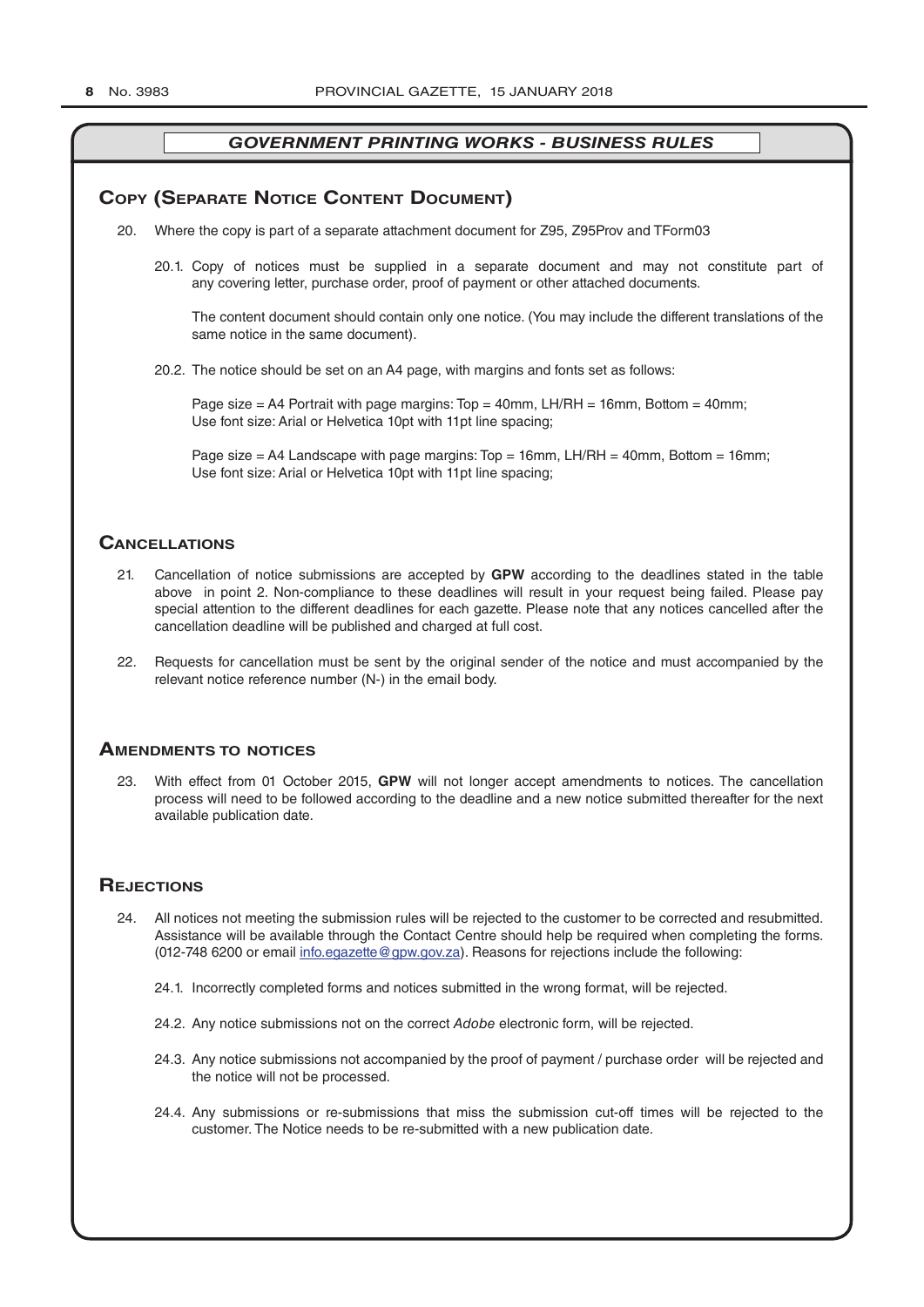## GOVERNMENT PRINTING WORKS - BUSINESS RULES

### Copy (Separate Notice Content Document)

20. Where the copy is part of a separate attachment document for Z95, Z95Prov and TForm03

    20.1. Copy of notices must be supplied in a separate document and may not constitute part of any covering letter, purchase order, proof of payment or other attached documents.

    The content document should contain only one notice. (You may include the different translations of the same notice in the same document).

    20.2. The notice should be set on an A4 page, with margins and fonts set as follows:

    Page size = A4 Portrait with page margins: Top = 40mm, LH/RH = 16mm, Bottom = 40mm;
    Use font size: Arial or Helvetica 10pt with 11pt line spacing;

    Page size = A4 Landscape with page margins: Top = 16mm, LH/RH = 40mm, Bottom = 16mm;
    Use font size: Arial or Helvetica 10pt with 11pt line spacing;

### Cancellations

21. Cancellation of notice submissions are accepted by **GPW** according to the deadlines stated in the table above in point 2. Non-compliance to these deadlines will result in your request being failed. Please pay special attention to the different deadlines for each gazette. Please note that any notices cancelled after the cancellation deadline will be published and charged at full cost.

22. Requests for cancellation must be sent by the original sender of the notice and must accompanied by the relevant notice reference number (N-) in the email body.

### Amendments to notices

23. With effect from 01 October 2015, **GPW** will not longer accept amendments to notices. The cancellation process will need to be followed according to the deadline and a new notice submitted thereafter for the next available publication date.

### Rejections

24. All notices not meeting the submission rules will be rejected to the customer to be corrected and resubmitted. Assistance will be available through the Contact Centre should help be required when completing the forms. (012-748 6200 or email info.egazette@gpw.gov.za). Reasons for rejections include the following:

    24.1. Incorrectly completed forms and notices submitted in the wrong format, will be rejected.

    24.2. Any notice submissions not on the correct *Adobe* electronic form, will be rejected.

    24.3. Any notice submissions not accompanied by the proof of payment / purchase order will be rejected and the notice will not be processed.

    24.4. Any submissions or re-submissions that miss the submission cut-off times will be rejected to the customer. The Notice needs to be re-submitted with a new publication date.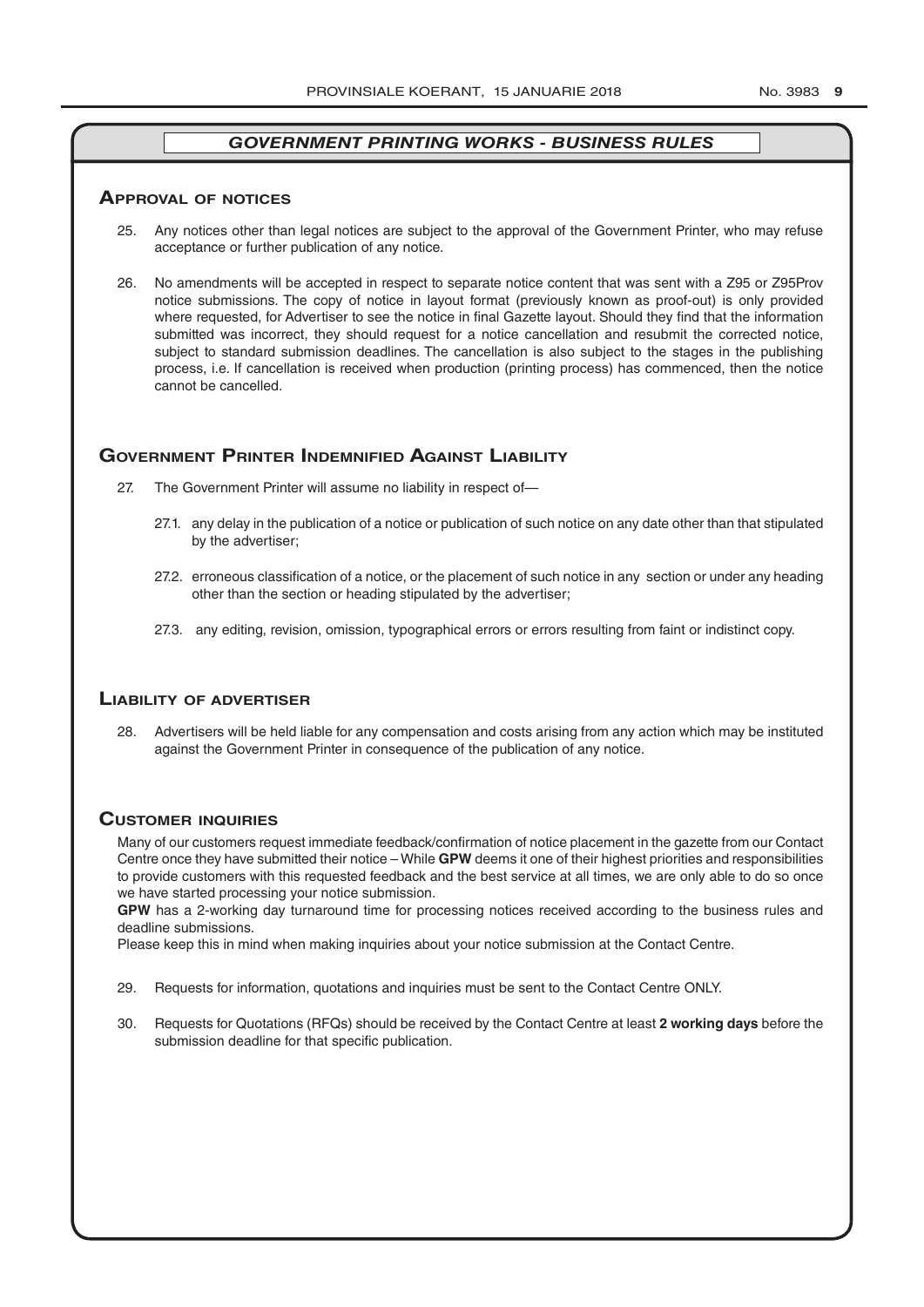## *GOVERNMENT PRINTING WORKS - BUSINESS RULES*

### Approval of notices

25. Any notices other than legal notices are subject to the approval of the Government Printer, who may refuse acceptance or further publication of any notice.

26. No amendments will be accepted in respect to separate notice content that was sent with a Z95 or Z95Prov notice submissions. The copy of notice in layout format (previously known as proof-out) is only provided where requested, for Advertiser to see the notice in final Gazette layout. Should they find that the information submitted was incorrect, they should request for a notice cancellation and resubmit the corrected notice, subject to standard submission deadlines. The cancellation is also subject to the stages in the publishing process, i.e. If cancellation is received when production (printing process) has commenced, then the notice cannot be cancelled.

### Government Printer Indemnified Against Liability

27. The Government Printer will assume no liability in respect of—

    27.1. any delay in the publication of a notice or publication of such notice on any date other than that stipulated by the advertiser;

    27.2. erroneous classification of a notice, or the placement of such notice in any section or under any heading other than the section or heading stipulated by the advertiser;

    27.3. any editing, revision, omission, typographical errors or errors resulting from faint or indistinct copy.

### Liability of advertiser

28. Advertisers will be held liable for any compensation and costs arising from any action which may be instituted against the Government Printer in consequence of the publication of any notice.

### Customer inquiries

Many of our customers request immediate feedback/confirmation of notice placement in the gazette from our Contact Centre once they have submitted their notice – While **GPW** deems it one of their highest priorities and responsibilities to provide customers with this requested feedback and the best service at all times, we are only able to do so once we have started processing your notice submission.

**GPW** has a 2-working day turnaround time for processing notices received according to the business rules and deadline submissions.

Please keep this in mind when making inquiries about your notice submission at the Contact Centre.

29. Requests for information, quotations and inquiries must be sent to the Contact Centre ONLY.

30. Requests for Quotations (RFQs) should be received by the Contact Centre at least **2 working days** before the submission deadline for that specific publication.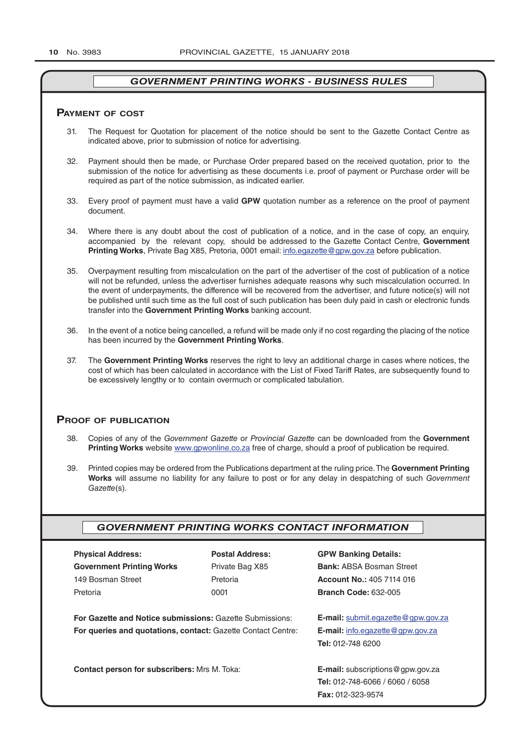## GOVERNMENT PRINTING WORKS - BUSINESS RULES

### Payment of cost

31. The Request for Quotation for placement of the notice should be sent to the Gazette Contact Centre as indicated above, prior to submission of notice for advertising.

32. Payment should then be made, or Purchase Order prepared based on the received quotation, prior to the submission of the notice for advertising as these documents i.e. proof of payment or Purchase order will be required as part of the notice submission, as indicated earlier.

33. Every proof of payment must have a valid **GPW** quotation number as a reference on the proof of payment document.

34. Where there is any doubt about the cost of publication of a notice, and in the case of copy, an enquiry, accompanied by the relevant copy, should be addressed to the Gazette Contact Centre, **Government Printing Works**, Private Bag X85, Pretoria, 0001 email: info.egazette@gpw.gov.za before publication.

35. Overpayment resulting from miscalculation on the part of the advertiser of the cost of publication of a notice will not be refunded, unless the advertiser furnishes adequate reasons why such miscalculation occurred. In the event of underpayments, the difference will be recovered from the advertiser, and future notice(s) will not be published until such time as the full cost of such publication has been duly paid in cash or electronic funds transfer into the **Government Printing Works** banking account.

36. In the event of a notice being cancelled, a refund will be made only if no cost regarding the placing of the notice has been incurred by the **Government Printing Works**.

37. The **Government Printing Works** reserves the right to levy an additional charge in cases where notices, the cost of which has been calculated in accordance with the List of Fixed Tariff Rates, are subsequently found to be excessively lengthy or to contain overmuch or complicated tabulation.

### Proof of publication

38. Copies of any of the *Government Gazette* or *Provincial Gazette* can be downloaded from the **Government Printing Works** website www.gpwonline.co.za free of charge, should a proof of publication be required.

39. Printed copies may be ordered from the Publications department at the ruling price. The **Government Printing Works** will assume no liability for any failure to post or for any delay in despatching of such *Government Gazette*(s).

## GOVERNMENT PRINTING WORKS CONTACT INFORMATION

**Physical Address:**
**Government Printing Works**
149 Bosman Street
Pretoria

**Postal Address:**
Private Bag X85
Pretoria
0001

**GPW Banking Details:**
**Bank:** ABSA Bosman Street
**Account No.:** 405 7114 016
**Branch Code:** 632-005

**For Gazette and Notice submissions:** Gazette Submissions: **E-mail:** submit.egazette@gpw.gov.za

**For queries and quotations, contact:** Gazette Contact Centre: **E-mail:** info.egazette@gpw.gov.za
**Tel:** 012-748 6200

**Contact person for subscribers:** Mrs M. Toka: **E-mail:** subscriptions@gpw.gov.za
**Tel:** 012-748-6066 / 6060 / 6058
**Fax:** 012-323-9574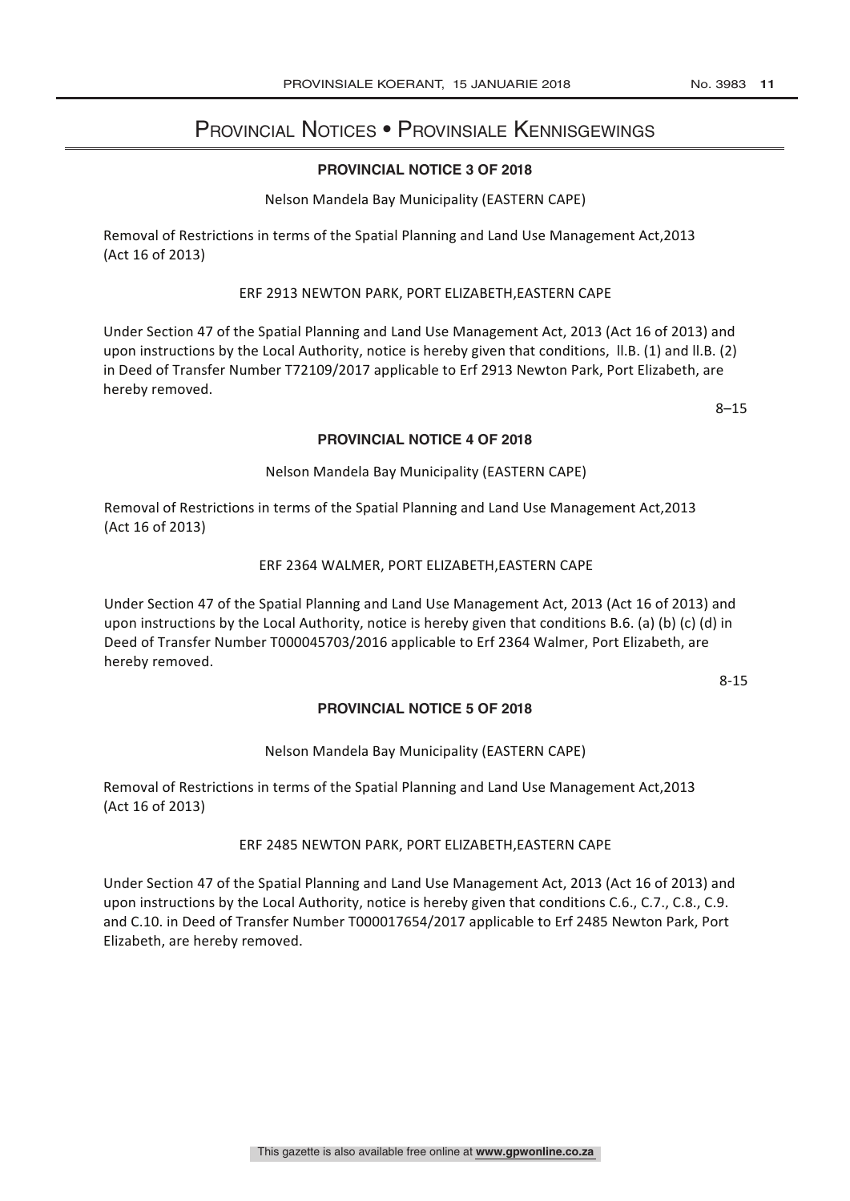# Provincial Notices • Provinsiale Kennisgewings

## PROVINCIAL NOTICE 3 OF 2018

Nelson Mandela Bay Municipality (EASTERN CAPE)

Removal of Restrictions in terms of the Spatial Planning and Land Use Management Act,2013 (Act 16 of 2013)

ERF 2913 NEWTON PARK, PORT ELIZABETH,EASTERN CAPE

Under Section 47 of the Spatial Planning and Land Use Management Act, 2013 (Act 16 of 2013) and upon instructions by the Local Authority, notice is hereby given that conditions, II.B. (1) and II.B. (2) in Deed of Transfer Number T72109/2017 applicable to Erf 2913 Newton Park, Port Elizabeth, are hereby removed.

8–15

## PROVINCIAL NOTICE 4 OF 2018

Nelson Mandela Bay Municipality (EASTERN CAPE)

Removal of Restrictions in terms of the Spatial Planning and Land Use Management Act,2013 (Act 16 of 2013)

ERF 2364 WALMER, PORT ELIZABETH,EASTERN CAPE

Under Section 47 of the Spatial Planning and Land Use Management Act, 2013 (Act 16 of 2013) and upon instructions by the Local Authority, notice is hereby given that conditions B.6. (a) (b) (c) (d) in Deed of Transfer Number T000045703/2016 applicable to Erf 2364 Walmer, Port Elizabeth, are hereby removed.

8-15

## PROVINCIAL NOTICE 5 OF 2018

Nelson Mandela Bay Municipality (EASTERN CAPE)

Removal of Restrictions in terms of the Spatial Planning and Land Use Management Act,2013 (Act 16 of 2013)

ERF 2485 NEWTON PARK, PORT ELIZABETH,EASTERN CAPE

Under Section 47 of the Spatial Planning and Land Use Management Act, 2013 (Act 16 of 2013) and upon instructions by the Local Authority, notice is hereby given that conditions C.6., C.7., C.8., C.9. and C.10. in Deed of Transfer Number T000017654/2017 applicable to Erf 2485 Newton Park, Port Elizabeth, are hereby removed.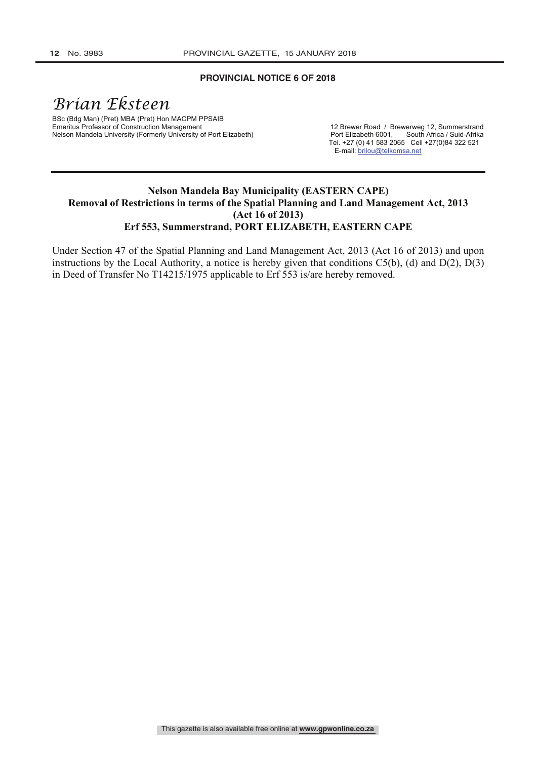**PROVINCIAL NOTICE 6 OF 2018**

*Brian Eksteen*

BSc (Bdg Man) (Pret) MBA (Pret) Hon MACPM PPSAIB
Emeritus Professor of Construction Management
Nelson Mandela University (Formerly University of Port Elizabeth)

12 Brewer Road / Brewerweg 12, Summerstrand
Port Elizabeth 6001, South Africa / Suid-Afrika
Tel. +27 (0) 41 583 2065 Cell +27(0)84 322 521
E-mail: brilou@telkomsa.net

---

**Nelson Mandela Bay Municipality (EASTERN CAPE)**
**Removal of Restrictions in terms of the Spatial Planning and Land Management Act, 2013 (Act 16 of 2013)**
**Erf 553, Summerstrand, PORT ELIZABETH, EASTERN CAPE**

Under Section 47 of the Spatial Planning and Land Management Act, 2013 (Act 16 of 2013) and upon instructions by the Local Authority, a notice is hereby given that conditions C5(b), (d) and D(2), D(3) in Deed of Transfer No T14215/1975 applicable to Erf 553 is/are hereby removed.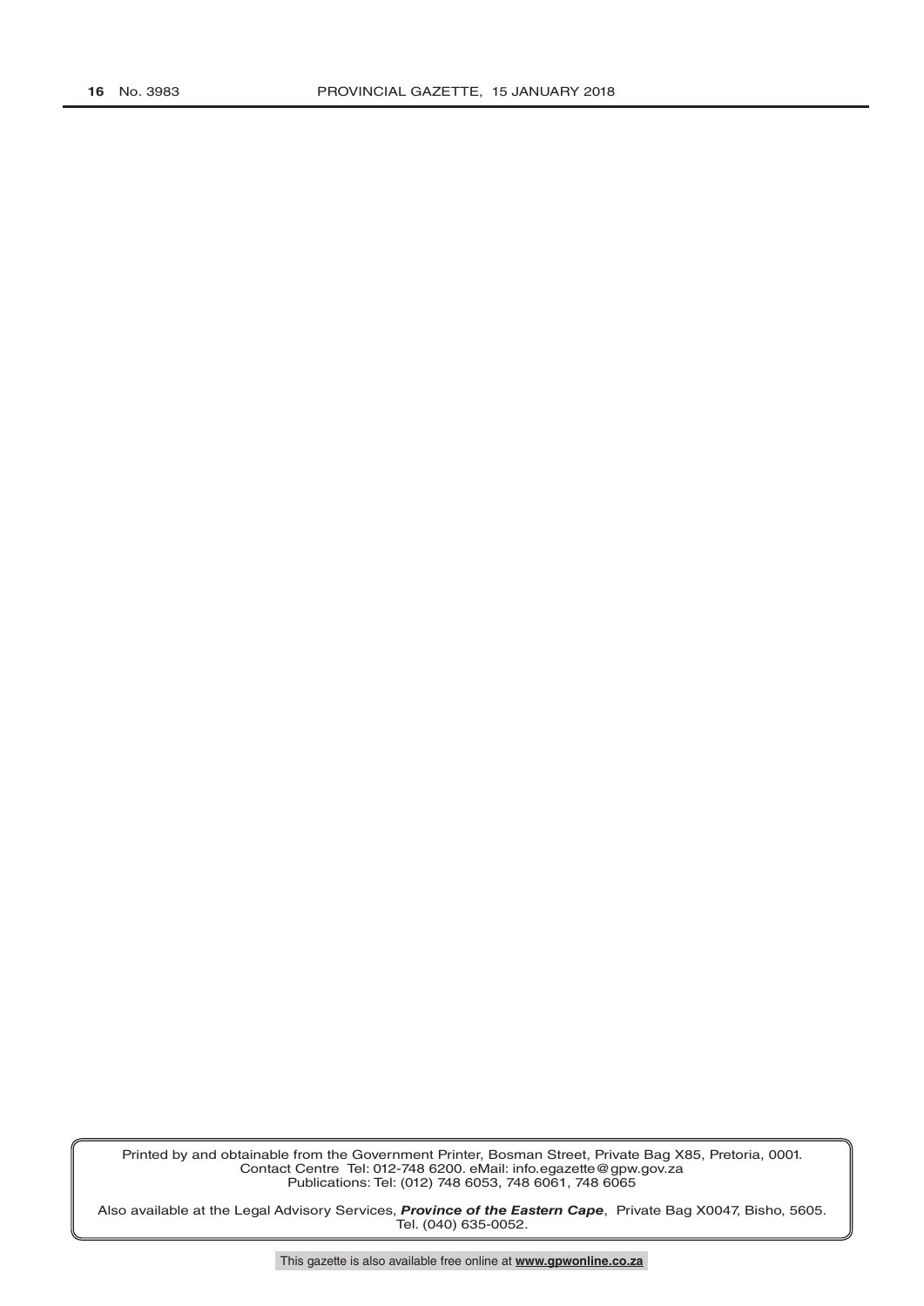Printed by and obtainable from the Government Printer, Bosman Street, Private Bag X85, Pretoria, 0001.
Contact Centre Tel: 012-748 6200. eMail: info.egazette@gpw.gov.za
Publications: Tel: (012) 748 6053, 748 6061, 748 6065

Also available at the Legal Advisory Services, ***Province of the Eastern Cape***, Private Bag X0047, Bisho, 5605.
Tel. (040) 635-0052.

This gazette is also available free online at **www.gpwonline.co.za**